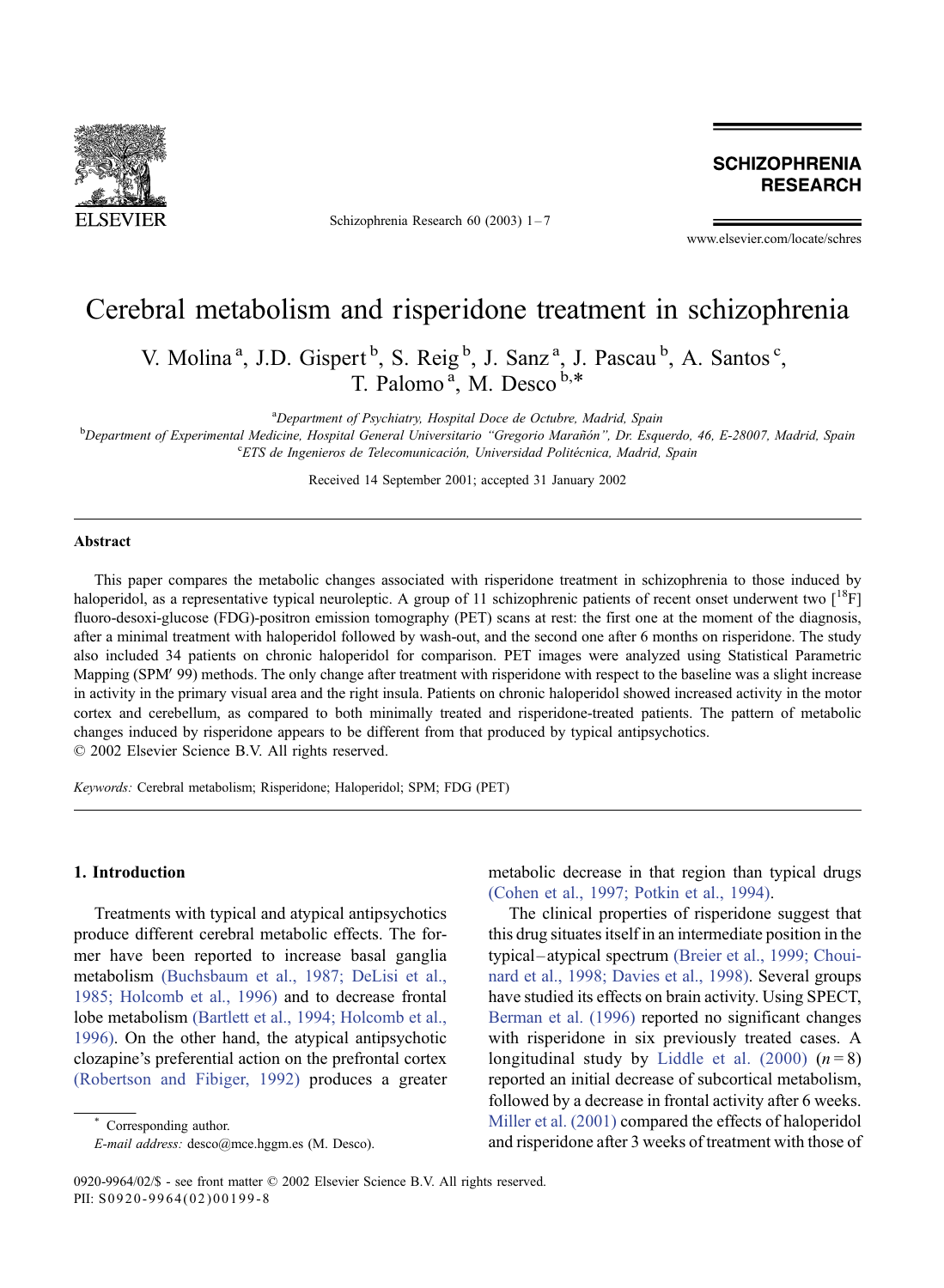# Cerebral metabolism and risperidone treatment in schizophrenia

V. Molina [a], J.D. Gispert [b], S. Reig [b], J. Sanz [a], J. Pascau [b], A. Santos [c], T. Palomo [a], M. Desco [b,*]

[a] Department of Psychiatry, Hospital Doce de Octubre, Madrid, Spain

[b] Department of Experimental Medicine, Hospital General Universitario "Gregorio Marañón", Dr. Esquerdo, 46, E-28007, Madrid, Spain

[c] ETS de Ingenieros de Telecomunicación, Universidad Politécnica, Madrid, Spain

Received 14 September 2001; accepted 31 January 2002

## Abstract

This paper compares the metabolic changes associated with risperidone treatment in schizophrenia to those induced by haloperidol, as a representative typical neuroleptic. A group of 11 schizophrenic patients of recent onset underwent two [$^{18}$F] fluoro-desoxi-glucose (FDG)-positron emission tomography (PET) scans at rest: the first one at the moment of the diagnosis, after a minimal treatment with haloperidol followed by wash-out, and the second one after 6 months on risperidone. The study also included 34 patients on chronic haloperidol for comparison. PET images were analyzed using Statistical Parametric Mapping (SPM′ 99) methods. The only change after treatment with risperidone with respect to the baseline was a slight increase in activity in the primary visual area and the right insula. Patients on chronic haloperidol showed increased activity in the motor cortex and cerebellum, as compared to both minimally treated and risperidone-treated patients. The pattern of metabolic changes induced by risperidone appears to be different from that produced by typical antipsychotics.

© 2002 Elsevier Science B.V. All rights reserved.

*Keywords:* Cerebral metabolism; Risperidone; Haloperidol; SPM; FDG (PET)

## 1. Introduction

Treatments with typical and atypical antipsychotics produce different cerebral metabolic effects. The former have been reported to increase basal ganglia metabolism (Buchsbaum et al., 1987; DeLisi et al., 1985; Holcomb et al., 1996) and to decrease frontal lobe metabolism (Bartlett et al., 1994; Holcomb et al., 1996). On the other hand, the atypical antipsychotic clozapine's preferential action on the prefrontal cortex (Robertson and Fibiger, 1992) produces a greater metabolic decrease in that region than typical drugs (Cohen et al., 1997; Potkin et al., 1994).

The clinical properties of risperidone suggest that this drug situates itself in an intermediate position in the typical–atypical spectrum (Breier et al., 1999; Chouinard et al., 1998; Davies et al., 1998). Several groups have studied its effects on brain activity. Using SPECT, Berman et al. (1996) reported no significant changes with risperidone in six previously treated cases. A longitudinal study by Liddle et al. (2000) ($n = 8$) reported an initial decrease of subcortical metabolism, followed by a decrease in frontal activity after 6 weeks. Miller et al. (2001) compared the effects of haloperidol and risperidone after 3 weeks of treatment with those of

\* Corresponding author.

*E-mail address:* desco@mce.hggm.es (M. Desco).

0920-9964/02/$ - see front matter © 2002 Elsevier Science B.V. All rights reserved.

PII: S0920-9964(02)00199-8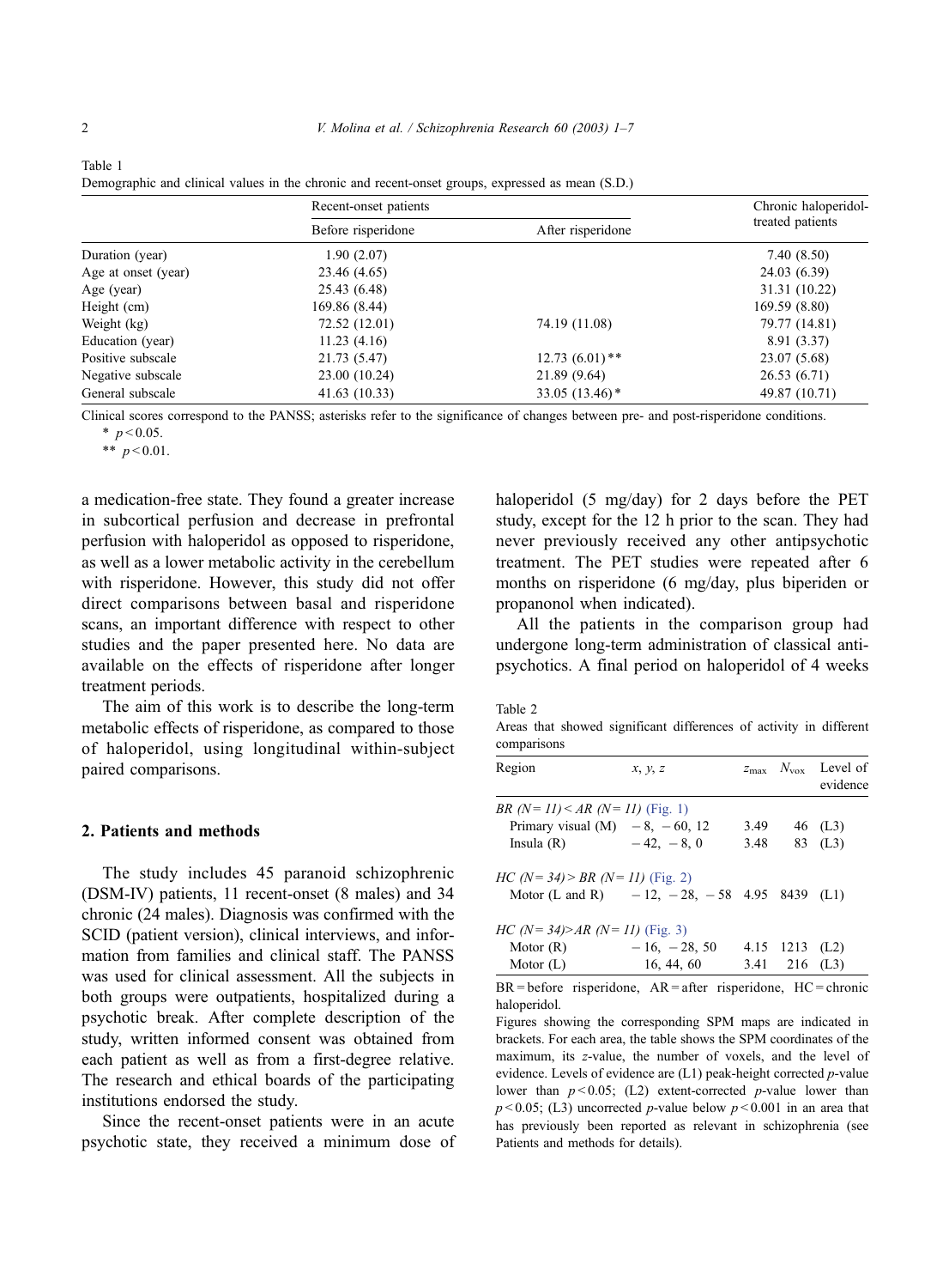Table 1
Demographic and clinical values in the chronic and recent-onset groups, expressed as mean (S.D.)

| | Recent-onset patients | | Chronic haloperidol-treated patients |
|---|---|---|---|
| | Before risperidone | After risperidone | |
| Duration (year) | 1.90 (2.07) | | 7.40 (8.50) |
| Age at onset (year) | 23.46 (4.65) | | 24.03 (6.39) |
| Age (year) | 25.43 (6.48) | | 31.31 (10.22) |
| Height (cm) | 169.86 (8.44) | | 169.59 (8.80) |
| Weight (kg) | 72.52 (12.01) | 74.19 (11.08) | 79.77 (14.81) |
| Education (year) | 11.23 (4.16) | | 8.91 (3.37) |
| Positive subscale | 21.73 (5.47) | 12.73 (6.01)** | 23.07 (5.68) |
| Negative subscale | 23.00 (10.24) | 21.89 (9.64) | 26.53 (6.71) |
| General subscale | 41.63 (10.33) | 33.05 (13.46)* | 49.87 (10.71) |

Clinical scores correspond to the PANSS; asterisks refer to the significance of changes between pre- and post-risperidone conditions.
\* $p < 0.05$.
\*\* $p < 0.01$.

a medication-free state. They found a greater increase in subcortical perfusion and decrease in prefrontal perfusion with haloperidol as opposed to risperidone, as well as a lower metabolic activity in the cerebellum with risperidone. However, this study did not offer direct comparisons between basal and risperidone scans, an important difference with respect to other studies and the paper presented here. No data are available on the effects of risperidone after longer treatment periods.

The aim of this work is to describe the long-term metabolic effects of risperidone, as compared to those of haloperidol, using longitudinal within-subject paired comparisons.

## 2. Patients and methods

The study includes 45 paranoid schizophrenic (DSM-IV) patients, 11 recent-onset (8 males) and 34 chronic (24 males). Diagnosis was confirmed with the SCID (patient version), clinical interviews, and information from families and clinical staff. The PANSS was used for clinical assessment. All the subjects in both groups were outpatients, hospitalized during a psychotic break. After complete description of the study, written informed consent was obtained from each patient as well as from a first-degree relative. The research and ethical boards of the participating institutions endorsed the study.

Since the recent-onset patients were in an acute psychotic state, they received a minimum dose of haloperidol (5 mg/day) for 2 days before the PET study, except for the 12 h prior to the scan. They had never previously received any other antipsychotic treatment. The PET studies were repeated after 6 months on risperidone (6 mg/day, plus biperiden or propanonol when indicated).

All the patients in the comparison group had undergone long-term administration of classical antipsychotics. A final period on haloperidol of 4 weeks

Table 2
Areas that showed significant differences of activity in different comparisons

| Region | $x, y, z$ | $z_{max}$ | $N_{vox}$ | Level of evidence |
|---|---|---|---|---|
| *BR (N = 11) < AR (N = 11)* (Fig. 1) | | | | |
| Primary visual (M) | −8, −60, 12 | 3.49 | 46 | (L3) |
| Insula (R) | −42, −8, 0 | 3.48 | 83 | (L3) |
| *HC (N = 34) > BR (N = 11)* (Fig. 2) | | | | |
| Motor (L and R) | −12, −28, −58 | 4.95 | 8439 | (L1) |
| *HC (N = 34)>AR (N = 11)* (Fig. 3) | | | | |
| Motor (R) | −16, −28, 50 | 4.15 | 1213 | (L2) |
| Motor (L) | 16, 44, 60 | 3.41 | 216 | (L3) |

BR = before risperidone, AR = after risperidone, HC = chronic haloperidol.
Figures showing the corresponding SPM maps are indicated in brackets. For each area, the table shows the SPM coordinates of the maximum, its *z*-value, the number of voxels, and the level of evidence. Levels of evidence are (L1) peak-height corrected *p*-value lower than $p < 0.05$; (L2) extent-corrected *p*-value lower than $p < 0.05$; (L3) uncorrected *p*-value below $p < 0.001$ in an area that has previously been reported as relevant in schizophrenia (see Patients and methods for details).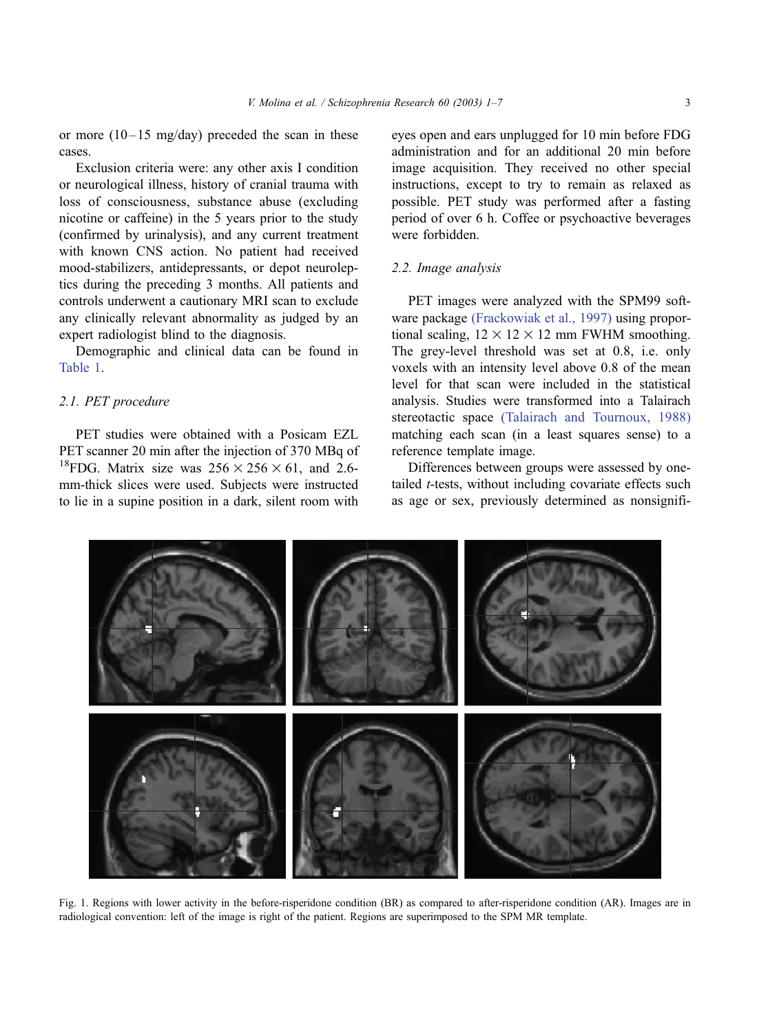or more (10–15 mg/day) preceded the scan in these cases.

Exclusion criteria were: any other axis I condition or neurological illness, history of cranial trauma with loss of consciousness, substance abuse (excluding nicotine or caffeine) in the 5 years prior to the study (confirmed by urinalysis), and any current treatment with known CNS action. No patient had received mood-stabilizers, antidepressants, or depot neuroleptics during the preceding 3 months. All patients and controls underwent a cautionary MRI scan to exclude any clinically relevant abnormality as judged by an expert radiologist blind to the diagnosis.

Demographic and clinical data can be found in Table 1.

### 2.1. PET procedure

PET studies were obtained with a Posicam EZL PET scanner 20 min after the injection of 370 MBq of $^{18}$FDG. Matrix size was $256 \times 256 \times 61$, and 2.6-mm-thick slices were used. Subjects were instructed to lie in a supine position in a dark, silent room with eyes open and ears unplugged for 10 min before FDG administration and for an additional 20 min before image acquisition. They received no other special instructions, except to try to remain as relaxed as possible. PET study was performed after a fasting period of over 6 h. Coffee or psychoactive beverages were forbidden.

### 2.2. Image analysis

PET images were analyzed with the SPM99 software package (Frackowiak et al., 1997) using proportional scaling, $12 \times 12 \times 12$ mm FWHM smoothing. The grey-level threshold was set at 0.8, i.e. only voxels with an intensity level above 0.8 of the mean level for that scan were included in the statistical analysis. Studies were transformed into a Talairach stereotactic space (Talairach and Tournoux, 1988) matching each scan (in a least squares sense) to a reference template image.

Differences between groups were assessed by one-tailed *t*-tests, without including covariate effects such as age or sex, previously determined as nonsignifi-

Fig. 1. Regions with lower activity in the before-risperidone condition (BR) as compared to after-risperidone condition (AR). Images are in radiological convention: left of the image is right of the patient. Regions are superimposed to the SPM MR template.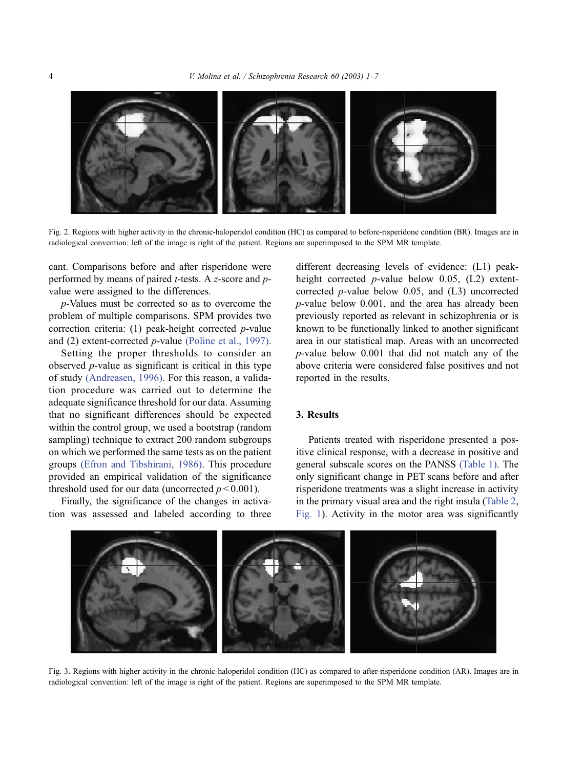Fig. 2. Regions with higher activity in the chronic-haloperidol condition (HC) as compared to before-risperidone condition (BR). Images are in radiological convention: left of the image is right of the patient. Regions are superimposed to the SPM MR template.

cant. Comparisons before and after risperidone were performed by means of paired *t*-tests. A *z*-score and *p*-value were assigned to the differences.

*p*-Values must be corrected so as to overcome the problem of multiple comparisons. SPM provides two correction criteria: (1) peak-height corrected *p*-value and (2) extent-corrected *p*-value (Poline et al., 1997).

Setting the proper thresholds to consider an observed *p*-value as significant is critical in this type of study (Andreasen, 1996). For this reason, a validation procedure was carried out to determine the adequate significance threshold for our data. Assuming that no significant differences should be expected within the control group, we used a bootstrap (random sampling) technique to extract 200 random subgroups on which we performed the same tests as on the patient groups (Efron and Tibshirani, 1986). This procedure provided an empirical validation of the significance threshold used for our data (uncorrected $p < 0.001$).

Finally, the significance of the changes in activation was assessed and labeled according to three different decreasing levels of evidence: (L1) peak-height corrected *p*-value below 0.05, (L2) extent-corrected *p*-value below 0.05, and (L3) uncorrected *p*-value below 0.001, and the area has already been previously reported as relevant in schizophrenia or is known to be functionally linked to another significant area in our statistical map. Areas with an uncorrected *p*-value below 0.001 that did not match any of the above criteria were considered false positives and not reported in the results.

## 3. Results

Patients treated with risperidone presented a positive clinical response, with a decrease in positive and general subscale scores on the PANSS (Table 1). The only significant change in PET scans before and after risperidone treatments was a slight increase in activity in the primary visual area and the right insula (Table 2, Fig. 1). Activity in the motor area was significantly

Fig. 3. Regions with higher activity in the chronic-haloperidol condition (HC) as compared to after-risperidone condition (AR). Images are in radiological convention: left of the image is right of the patient. Regions are superimposed to the SPM MR template.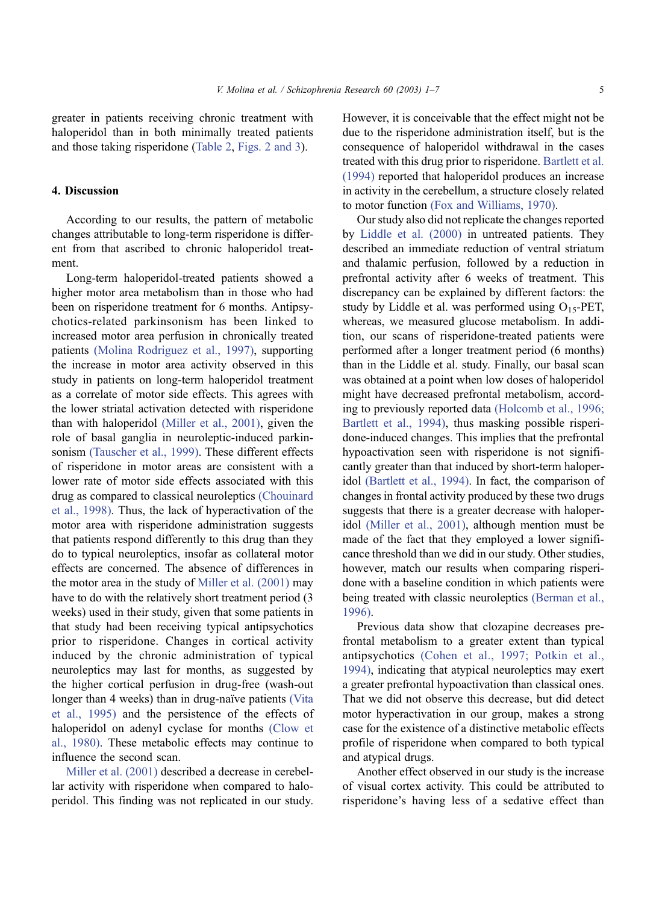greater in patients receiving chronic treatment with haloperidol than in both minimally treated patients and those taking risperidone (Table 2, Figs. 2 and 3).

## 4. Discussion

According to our results, the pattern of metabolic changes attributable to long-term risperidone is different from that ascribed to chronic haloperidol treatment.

Long-term haloperidol-treated patients showed a higher motor area metabolism than in those who had been on risperidone treatment for 6 months. Antipsychotics-related parkinsonism has been linked to increased motor area perfusion in chronically treated patients (Molina Rodriguez et al., 1997), supporting the increase in motor area activity observed in this study in patients on long-term haloperidol treatment as a correlate of motor side effects. This agrees with the lower striatal activation detected with risperidone than with haloperidol (Miller et al., 2001), given the role of basal ganglia in neuroleptic-induced parkinsonism (Tauscher et al., 1999). These different effects of risperidone in motor areas are consistent with a lower rate of motor side effects associated with this drug as compared to classical neuroleptics (Chouinard et al., 1998). Thus, the lack of hyperactivation of the motor area with risperidone administration suggests that patients respond differently to this drug than they do to typical neuroleptics, insofar as collateral motor effects are concerned. The absence of differences in the motor area in the study of Miller et al. (2001) may have to do with the relatively short treatment period (3 weeks) used in their study, given that some patients in that study had been receiving typical antipsychotics prior to risperidone. Changes in cortical activity induced by the chronic administration of typical neuroleptics may last for months, as suggested by the higher cortical perfusion in drug-free (wash-out longer than 4 weeks) than in drug-naïve patients (Vita et al., 1995) and the persistence of the effects of haloperidol on adenyl cyclase for months (Clow et al., 1980). These metabolic effects may continue to influence the second scan.

Miller et al. (2001) described a decrease in cerebellar activity with risperidone when compared to haloperidol. This finding was not replicated in our study. However, it is conceivable that the effect might not be due to the risperidone administration itself, but is the consequence of haloperidol withdrawal in the cases treated with this drug prior to risperidone. Bartlett et al. (1994) reported that haloperidol produces an increase in activity in the cerebellum, a structure closely related to motor function (Fox and Williams, 1970).

Our study also did not replicate the changes reported by Liddle et al. (2000) in untreated patients. They described an immediate reduction of ventral striatum and thalamic perfusion, followed by a reduction in prefrontal activity after 6 weeks of treatment. This discrepancy can be explained by different factors: the study by Liddle et al. was performed using $O_{15}$-PET, whereas, we measured glucose metabolism. In addition, our scans of risperidone-treated patients were performed after a longer treatment period (6 months) than in the Liddle et al. study. Finally, our basal scan was obtained at a point when low doses of haloperidol might have decreased prefrontal metabolism, according to previously reported data (Holcomb et al., 1996; Bartlett et al., 1994), thus masking possible risperidone-induced changes. This implies that the prefrontal hypoactivation seen with risperidone is not significantly greater than that induced by short-term haloperidol (Bartlett et al., 1994). In fact, the comparison of changes in frontal activity produced by these two drugs suggests that there is a greater decrease with haloperidol (Miller et al., 2001), although mention must be made of the fact that they employed a lower significance threshold than we did in our study. Other studies, however, match our results when comparing risperidone with a baseline condition in which patients were being treated with classic neuroleptics (Berman et al., 1996).

Previous data show that clozapine decreases prefrontal metabolism to a greater extent than typical antipsychotics (Cohen et al., 1997; Potkin et al., 1994), indicating that atypical neuroleptics may exert a greater prefrontal hypoactivation than classical ones. That we did not observe this decrease, but did detect motor hyperactivation in our group, makes a strong case for the existence of a distinctive metabolic effects profile of risperidone when compared to both typical and atypical drugs.

Another effect observed in our study is the increase of visual cortex activity. This could be attributed to risperidone's having less of a sedative effect than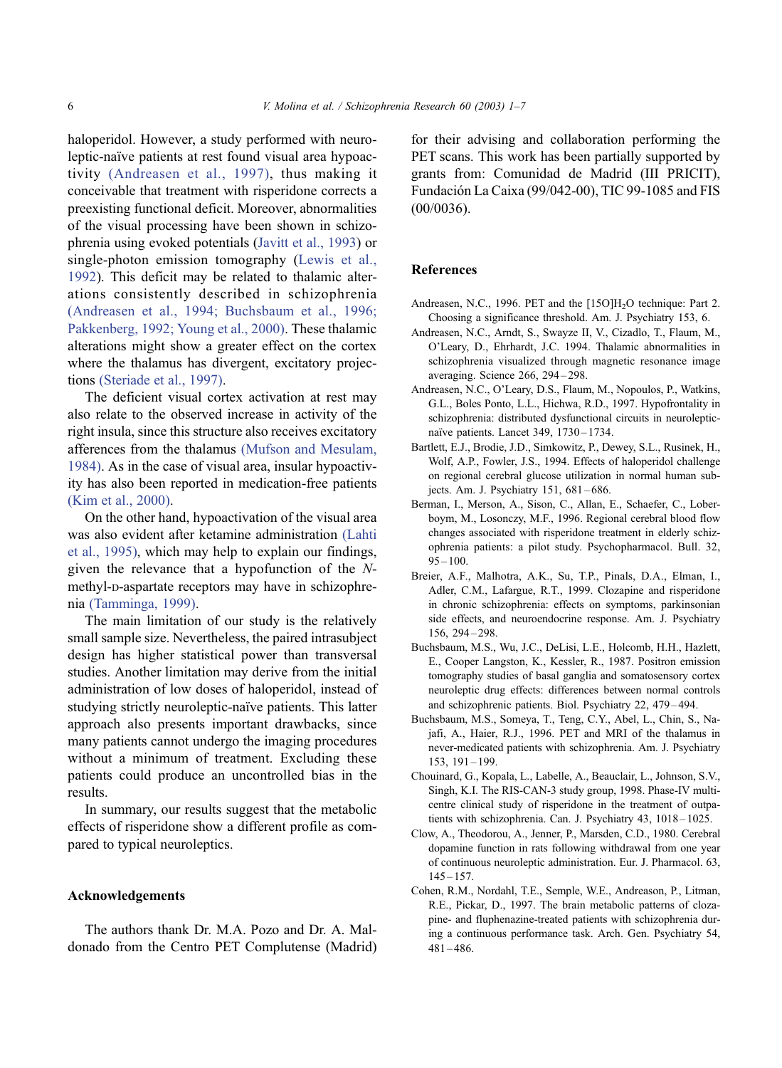haloperidol. However, a study performed with neuroleptic-naïve patients at rest found visual area hypoactivity (Andreasen et al., 1997), thus making it conceivable that treatment with risperidone corrects a preexisting functional deficit. Moreover, abnormalities of the visual processing have been shown in schizophrenia using evoked potentials (Javitt et al., 1993) or single-photon emission tomography (Lewis et al., 1992). This deficit may be related to thalamic alterations consistently described in schizophrenia (Andreasen et al., 1994; Buchsbaum et al., 1996; Pakkenberg, 1992; Young et al., 2000). These thalamic alterations might show a greater effect on the cortex where the thalamus has divergent, excitatory projections (Steriade et al., 1997).

The deficient visual cortex activation at rest may also relate to the observed increase in activity of the right insula, since this structure also receives excitatory afferences from the thalamus (Mufson and Mesulam, 1984). As in the case of visual area, insular hypoactivity has also been reported in medication-free patients (Kim et al., 2000).

On the other hand, hypoactivation of the visual area was also evident after ketamine administration (Lahti et al., 1995), which may help to explain our findings, given the relevance that a hypofunction of the *N*-methyl-D-aspartate receptors may have in schizophrenia (Tamminga, 1999).

The main limitation of our study is the relatively small sample size. Nevertheless, the paired intrasubject design has higher statistical power than transversal studies. Another limitation may derive from the initial administration of low doses of haloperidol, instead of studying strictly neuroleptic-naïve patients. This latter approach also presents important drawbacks, since many patients cannot undergo the imaging procedures without a minimum of treatment. Excluding these patients could produce an uncontrolled bias in the results.

In summary, our results suggest that the metabolic effects of risperidone show a different profile as compared to typical neuroleptics.

## Acknowledgements

The authors thank Dr. M.A. Pozo and Dr. A. Maldonado from the Centro PET Complutense (Madrid) for their advising and collaboration performing the PET scans. This work has been partially supported by grants from: Comunidad de Madrid (III PRICIT), Fundación La Caixa (99/042-00), TIC 99-1085 and FIS (00/0036).

## References

Andreasen, N.C., 1996. PET and the [15O]$H_2O$ technique: Part 2. Choosing a significance threshold. Am. J. Psychiatry 153, 6.

Andreasen, N.C., Arndt, S., Swayze II, V., Cizadlo, T., Flaum, M., O'Leary, D., Ehrhardt, J.C. 1994. Thalamic abnormalities in schizophrenia visualized through magnetic resonance image averaging. Science 266, 294–298.

Andreasen, N.C., O'Leary, D.S., Flaum, M., Nopoulos, P., Watkins, G.L., Boles Ponto, L.L., Hichwa, R.D., 1997. Hypofrontality in schizophrenia: distributed dysfunctional circuits in neuroleptic-naïve patients. Lancet 349, 1730–1734.

Bartlett, E.J., Brodie, J.D., Simkowitz, P., Dewey, S.L., Rusinek, H., Wolf, A.P., Fowler, J.S., 1994. Effects of haloperidol challenge on regional cerebral glucose utilization in normal human subjects. Am. J. Psychiatry 151, 681–686.

Berman, I., Merson, A., Sison, C., Allan, E., Schaefer, C., Loberboym, M., Losonczy, M.F., 1996. Regional cerebral blood flow changes associated with risperidone treatment in elderly schizophrenia patients: a pilot study. Psychopharmacol. Bull. 32, 95–100.

Breier, A.F., Malhotra, A.K., Su, T.P., Pinals, D.A., Elman, I., Adler, C.M., Lafargue, R.T., 1999. Clozapine and risperidone in chronic schizophrenia: effects on symptoms, parkinsonian side effects, and neuroendocrine response. Am. J. Psychiatry 156, 294–298.

Buchsbaum, M.S., Wu, J.C., DeLisi, L.E., Holcomb, H.H., Hazlett, E., Cooper Langston, K., Kessler, R., 1987. Positron emission tomography studies of basal ganglia and somatosensory cortex neuroleptic drug effects: differences between normal controls and schizophrenic patients. Biol. Psychiatry 22, 479–494.

Buchsbaum, M.S., Someya, T., Teng, C.Y., Abel, L., Chin, S., Najafi, A., Haier, R.J., 1996. PET and MRI of the thalamus in never-medicated patients with schizophrenia. Am. J. Psychiatry 153, 191–199.

Chouinard, G., Kopala, L., Labelle, A., Beauclair, L., Johnson, S.V., Singh, K.I. The RIS-CAN-3 study group, 1998. Phase-IV multicentre clinical study of risperidone in the treatment of outpatients with schizophrenia. Can. J. Psychiatry 43, 1018–1025.

Clow, A., Theodorou, A., Jenner, P., Marsden, C.D., 1980. Cerebral dopamine function in rats following withdrawal from one year of continuous neuroleptic administration. Eur. J. Pharmacol. 63, 145–157.

Cohen, R.M., Nordahl, T.E., Semple, W.E., Andreason, P., Litman, R.E., Pickar, D., 1997. The brain metabolic patterns of clozapine- and fluphenazine-treated patients with schizophrenia during a continuous performance task. Arch. Gen. Psychiatry 54, 481–486.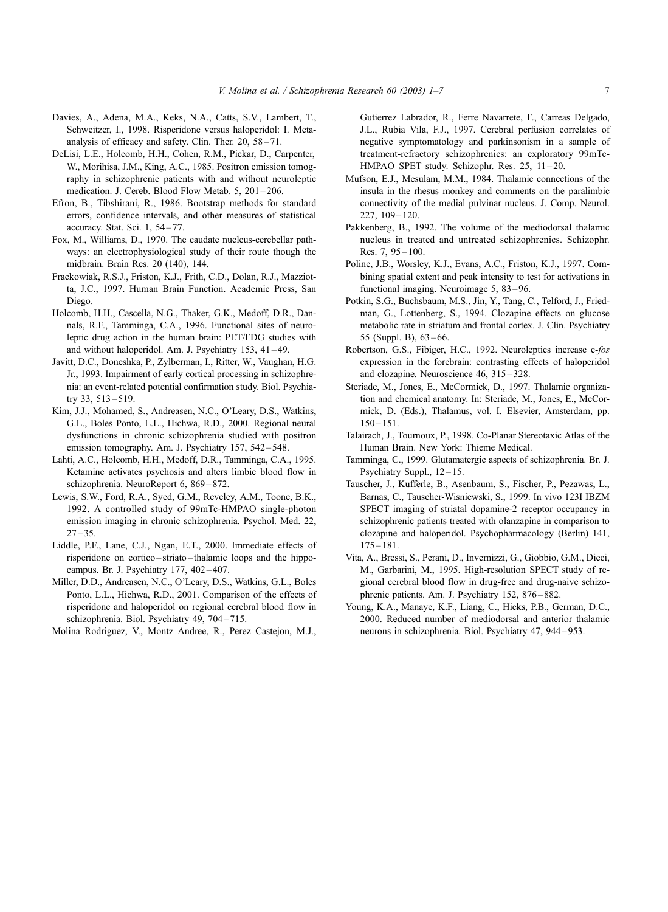Davies, A., Adena, M.A., Keks, N.A., Catts, S.V., Lambert, T., Schweitzer, I., 1998. Risperidone versus haloperidol: I. Meta-analysis of efficacy and safety. Clin. Ther. 20, 58–71.

DeLisi, L.E., Holcomb, H.H., Cohen, R.M., Pickar, D., Carpenter, W., Morihisa, J.M., King, A.C., 1985. Positron emission tomography in schizophrenic patients with and without neuroleptic medication. J. Cereb. Blood Flow Metab. 5, 201–206.

Efron, B., Tibshirani, R., 1986. Bootstrap methods for standard errors, confidence intervals, and other measures of statistical accuracy. Stat. Sci. 1, 54–77.

Fox, M., Williams, D., 1970. The caudate nucleus-cerebellar pathways: an electrophysiological study of their route though the midbrain. Brain Res. 20 (140), 144.

Frackowiak, R.S.J., Friston, K.J., Frith, C.D., Dolan, R.J., Mazziotta, J.C., 1997. Human Brain Function. Academic Press, San Diego.

Holcomb, H.H., Cascella, N.G., Thaker, G.K., Medoff, D.R., Dannals, R.F., Tamminga, C.A., 1996. Functional sites of neuroleptic drug action in the human brain: PET/FDG studies with and without haloperidol. Am. J. Psychiatry 153, 41–49.

Javitt, D.C., Doneshka, P., Zylberman, I., Ritter, W., Vaughan, H.G. Jr., 1993. Impairment of early cortical processing in schizophrenia: an event-related potential confirmation study. Biol. Psychiatry 33, 513–519.

Kim, J.J., Mohamed, S., Andreasen, N.C., O'Leary, D.S., Watkins, G.L., Boles Ponto, L.L., Hichwa, R.D., 2000. Regional neural dysfunctions in chronic schizophrenia studied with positron emission tomography. Am. J. Psychiatry 157, 542–548.

Lahti, A.C., Holcomb, H.H., Medoff, D.R., Tamminga, C.A., 1995. Ketamine activates psychosis and alters limbic blood flow in schizophrenia. NeuroReport 6, 869–872.

Lewis, S.W., Ford, R.A., Syed, G.M., Reveley, A.M., Toone, B.K., 1992. A controlled study of 99mTc-HMPAO single-photon emission imaging in chronic schizophrenia. Psychol. Med. 22, 27–35.

Liddle, P.F., Lane, C.J., Ngan, E.T., 2000. Immediate effects of risperidone on cortico–striato–thalamic loops and the hippocampus. Br. J. Psychiatry 177, 402–407.

Miller, D.D., Andreasen, N.C., O'Leary, D.S., Watkins, G.L., Boles Ponto, L.L., Hichwa, R.D., 2001. Comparison of the effects of risperidone and haloperidol on regional cerebral blood flow in schizophrenia. Biol. Psychiatry 49, 704–715.

Molina Rodriguez, V., Montz Andree, R., Perez Castejon, M.J., Gutierrez Labrador, R., Ferre Navarrete, F., Carreas Delgado, J.L., Rubia Vila, F.J., 1997. Cerebral perfusion correlates of negative symptomatology and parkinsonism in a sample of treatment-refractory schizophrenics: an exploratory 99mTc-HMPAO SPET study. Schizophr. Res. 25, 11–20.

Mufson, E.J., Mesulam, M.M., 1984. Thalamic connections of the insula in the rhesus monkey and comments on the paralimbic connectivity of the medial pulvinar nucleus. J. Comp. Neurol. 227, 109–120.

Pakkenberg, B., 1992. The volume of the mediodorsal thalamic nucleus in treated and untreated schizophrenics. Schizophr. Res. 7, 95–100.

Poline, J.B., Worsley, K.J., Evans, A.C., Friston, K.J., 1997. Combining spatial extent and peak intensity to test for activations in functional imaging. Neuroimage 5, 83–96.

Potkin, S.G., Buchsbaum, M.S., Jin, Y., Tang, C., Telford, J., Friedman, G., Lottenberg, S., 1994. Clozapine effects on glucose metabolic rate in striatum and frontal cortex. J. Clin. Psychiatry 55 (Suppl. B), 63–66.

Robertson, G.S., Fibiger, H.C., 1992. Neuroleptics increase c-*fos* expression in the forebrain: contrasting effects of haloperidol and clozapine. Neuroscience 46, 315–328.

Steriade, M., Jones, E., McCormick, D., 1997. Thalamic organization and chemical anatomy. In: Steriade, M., Jones, E., McCormick, D. (Eds.), Thalamus, vol. I. Elsevier, Amsterdam, pp. 150–151.

Talairach, J., Tournoux, P., 1998. Co-Planar Stereotaxic Atlas of the Human Brain. New York: Thieme Medical.

Tamminga, C., 1999. Glutamatergic aspects of schizophrenia. Br. J. Psychiatry Suppl., 12–15.

Tauscher, J., Kufferle, B., Asenbaum, S., Fischer, P., Pezawas, L., Barnas, C., Tauscher-Wisniewski, S., 1999. In vivo 123I IBZM SPECT imaging of striatal dopamine-2 receptor occupancy in schizophrenic patients treated with olanzapine in comparison to clozapine and haloperidol. Psychopharmacology (Berlin) 141, 175–181.

Vita, A., Bressi, S., Perani, D., Invernizzi, G., Giobbio, G.M., Dieci, M., Garbarini, M., 1995. High-resolution SPECT study of regional cerebral blood flow in drug-free and drug-naive schizophrenic patients. Am. J. Psychiatry 152, 876–882.

Young, K.A., Manaye, K.F., Liang, C., Hicks, P.B., German, D.C., 2000. Reduced number of mediodorsal and anterior thalamic neurons in schizophrenia. Biol. Psychiatry 47, 944–953.